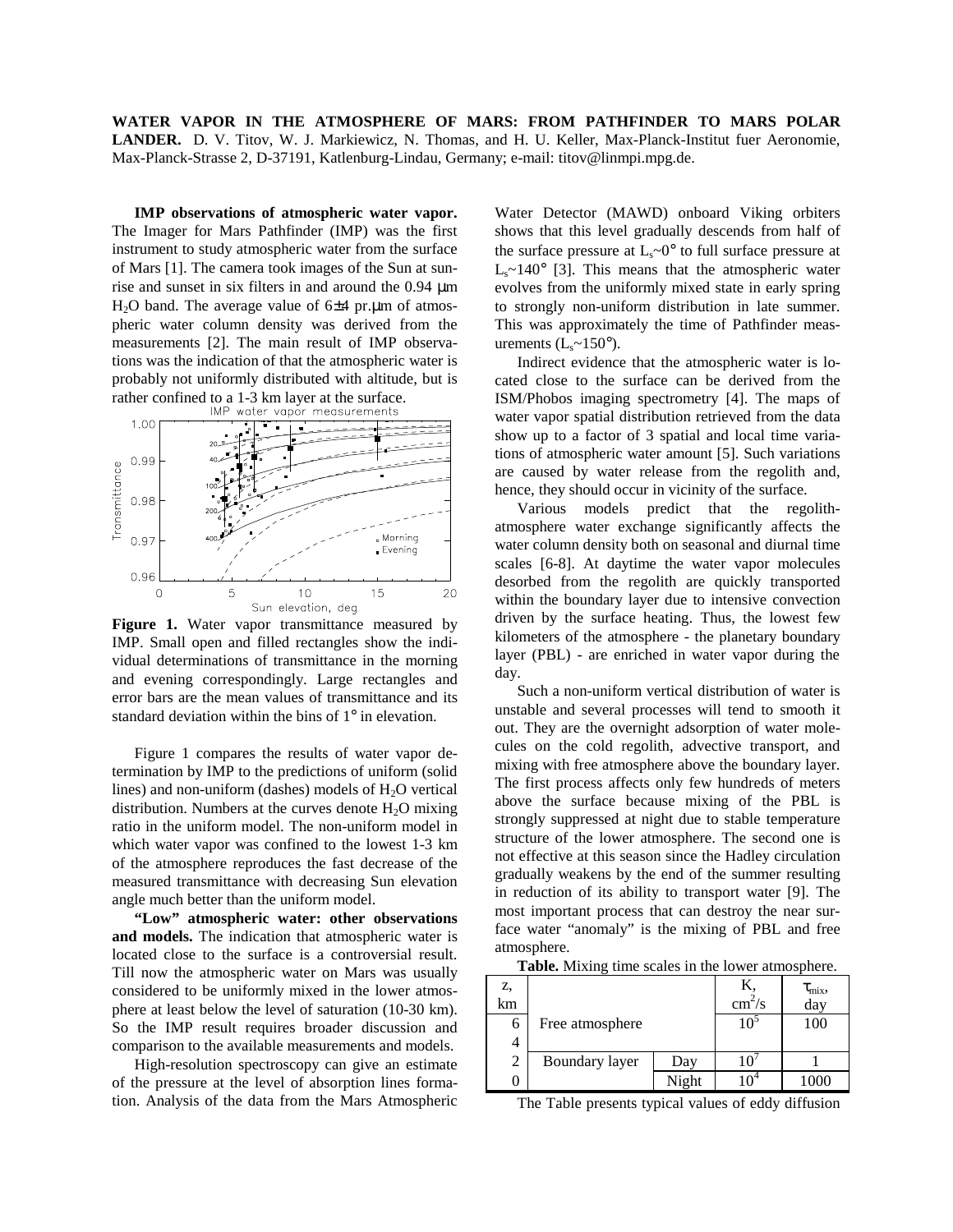**WATER VAPOR IN THE ATMOSPHERE OF MARS: FROM PATHFINDER TO MARS POLAR LANDER.** D. V. Titov, W. J. Markiewicz, N. Thomas, and H. U. Keller, Max-Planck-Institut fuer Aeronomie, Max-Planck-Strasse 2, D-37191, Katlenburg-Lindau, Germany; e-mail: titov@linmpi.mpg.de.

**IMP observations of atmospheric water vapor.** The Imager for Mars Pathfinder (IMP) was the first instrument to study atmospheric water from the surface of Mars [1]. The camera took images of the Sun at sunrise and sunset in six filters in and around the 0.94 μm $H_2O$ band. The average value of 6±4 pr.μm of atmospheric water column density was derived from the measurements [2]. The main result of IMP observations was the indication of that the atmospheric water is probably not uniformly distributed with altitude, but is rather confined to a 1-3 km layer at the surface.

**Figure 1.** Water vapor transmittance measured by IMP. Small open and filled rectangles show the individual determinations of transmittance in the morning and evening correspondingly. Large rectangles and error bars are the mean values of transmittance and its standard deviation within the bins of 1° in elevation.

Figure 1 compares the results of water vapor determination by IMP to the predictions of uniform (solid lines) and non-uniform (dashes) models of $H_2O$ vertical distribution. Numbers at the curves denote $H_2O$ mixing ratio in the uniform model. The non-uniform model in which water vapor was confined to the lowest 1-3 km of the atmosphere reproduces the fast decrease of the measured transmittance with decreasing Sun elevation angle much better than the uniform model.

**"Low" atmospheric water: other observations and models.** The indication that atmospheric water is located close to the surface is a controversial result. Till now the atmospheric water on Mars was usually considered to be uniformly mixed in the lower atmosphere at least below the level of saturation (10-30 km). So the IMP result requires broader discussion and comparison to the available measurements and models.

High-resolution spectroscopy can give an estimate of the pressure at the level of absorption lines formation. Analysis of the data from the Mars Atmospheric Water Detector (MAWD) onboard Viking orbiters shows that this level gradually descends from half of the surface pressure at $L_s$~0° to full surface pressure at $L_s$~140° [3]. This means that the atmospheric water evolves from the uniformly mixed state in early spring to strongly non-uniform distribution in late summer. This was approximately the time of Pathfinder measurements ($L_s$~150°).

Indirect evidence that the atmospheric water is located close to the surface can be derived from the ISM/Phobos imaging spectrometry [4]. The maps of water vapor spatial distribution retrieved from the data show up to a factor of 3 spatial and local time variations of atmospheric water amount [5]. Such variations are caused by water release from the regolith and, hence, they should occur in vicinity of the surface.

Various models predict that the regolith-atmosphere water exchange significantly affects the water column density both on seasonal and diurnal time scales [6-8]. At daytime the water vapor molecules desorbed from the regolith are quickly transported within the boundary layer due to intensive convection driven by the surface heating. Thus, the lowest few kilometers of the atmosphere - the planetary boundary layer (PBL) - are enriched in water vapor during the day.

Such a non-uniform vertical distribution of water is unstable and several processes will tend to smooth it out. They are the overnight adsorption of water molecules on the cold regolith, advective transport, and mixing with free atmosphere above the boundary layer. The first process affects only few hundreds of meters above the surface because mixing of the PBL is strongly suppressed at night due to stable temperature structure of the lower atmosphere. The second one is not effective at this season since the Hadley circulation gradually weakens by the end of the summer resulting in reduction of its ability to transport water [9]. The most important process that can destroy the near surface water "anomaly" is the mixing of PBL and free atmosphere.

**Table.** Mixing time scales in the lower atmosphere.

| z, km | | | K, $cm^2/s$ | $\tau_{mix}$, day |
|---|---|---|---|---|
| 6 | Free atmosphere | | $10^5$ | 100 |
| 4 | | | | |
| 2 | Boundary layer | Day | $10^7$ | 1 |
| 0 | | Night | $10^4$ | 1000 |

The Table presents typical values of eddy diffusion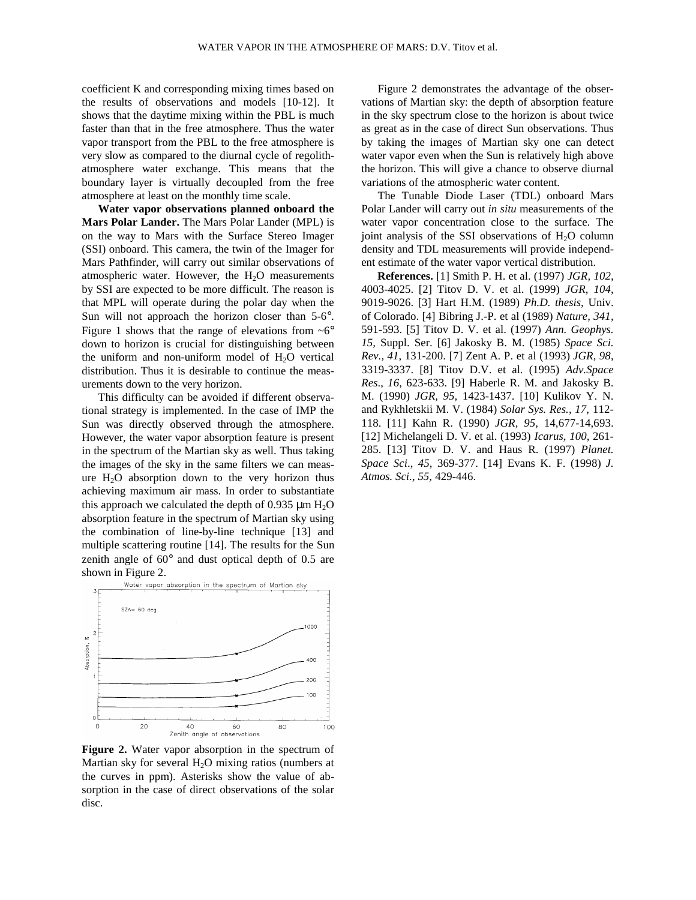coefficient K and corresponding mixing times based on the results of observations and models [10-12]. It shows that the daytime mixing within the PBL is much faster than that in the free atmosphere. Thus the water vapor transport from the PBL to the free atmosphere is very slow as compared to the diurnal cycle of regolith-atmosphere water exchange. This means that the boundary layer is virtually decoupled from the free atmosphere at least on the monthly time scale.

**Water vapor observations planned onboard the Mars Polar Lander.** The Mars Polar Lander (MPL) is on the way to Mars with the Surface Stereo Imager (SSI) onboard. This camera, the twin of the Imager for Mars Pathfinder, will carry out similar observations of atmospheric water. However, the $H_2O$ measurements by SSI are expected to be more difficult. The reason is that MPL will operate during the polar day when the Sun will not approach the horizon closer than 5-6°. Figure 1 shows that the range of elevations from ~6° down to horizon is crucial for distinguishing between the uniform and non-uniform model of $H_2O$ vertical distribution. Thus it is desirable to continue the measurements down to the very horizon.

This difficulty can be avoided if different observational strategy is implemented. In the case of IMP the Sun was directly observed through the atmosphere. However, the water vapor absorption feature is present in the spectrum of the Martian sky as well. Thus taking the images of the sky in the same filters we can measure $H_2O$ absorption down to the very horizon thus achieving maximum air mass. In order to substantiate this approach we calculated the depth of 0.935 μm $H_2O$ absorption feature in the spectrum of Martian sky using the combination of line-by-line technique [13] and multiple scattering routine [14]. The results for the Sun zenith angle of 60° and dust optical depth of 0.5 are shown in Figure 2.

Water vapor absorption in the spectrum of Martian sky

SZA= 60 deg

Absorption, %

Zenith angle of observations

1000

400

200

100

**Figure 2.** Water vapor absorption in the spectrum of Martian sky for several $H_2O$ mixing ratios (numbers at the curves in ppm). Asterisks show the value of absorption in the case of direct observations of the solar disc.

Figure 2 demonstrates the advantage of the observations of Martian sky: the depth of absorption feature in the sky spectrum close to the horizon is about twice as great as in the case of direct Sun observations. Thus by taking the images of Martian sky one can detect water vapor even when the Sun is relatively high above the horizon. This will give a chance to observe diurnal variations of the atmospheric water content.

The Tunable Diode Laser (TDL) onboard Mars Polar Lander will carry out *in situ* measurements of the water vapor concentration close to the surface. The joint analysis of the SSI observations of $H_2O$ column density and TDL measurements will provide independent estimate of the water vapor vertical distribution.

**References.** [1] Smith P. H. et al. (1997) *JGR, 102*, 4003-4025. [2] Titov D. V. et al. (1999) *JGR, 104*, 9019-9026. [3] Hart H.M. (1989) *Ph.D. thesis*, Univ. of Colorado. [4] Bibring J.-P. et al (1989) *Nature, 341*, 591-593. [5] Titov D. V. et al. (1997) *Ann. Geophys. 15,* Suppl. Ser. [6] Jakosky B. M. (1985) *Space Sci. Rev., 41*, 131-200. [7] Zent A. P. et al (1993) *JGR, 98*, 3319-3337. [8] Titov D.V. et al. (1995) *Adv.Space Res*., *16*, 623-633. [9] Haberle R. M. and Jakosky B. M. (1990) *JGR, 95,* 1423-1437. [10] Kulikov Y. N. and Rykhletskii M. V. (1984) *Solar Sys. Res., 17,* 112-118. [11] Kahn R. (1990) *JGR, 95*, 14,677-14,693. [12] Michelangeli D. V. et al. (1993) *Icarus, 100*, 261-285. [13] Titov D. V. and Haus R. (1997) *Planet. Space Sci*., *45*, 369-377. [14] Evans K. F. (1998) *J. Atmos. Sci., 55,* 429-446.